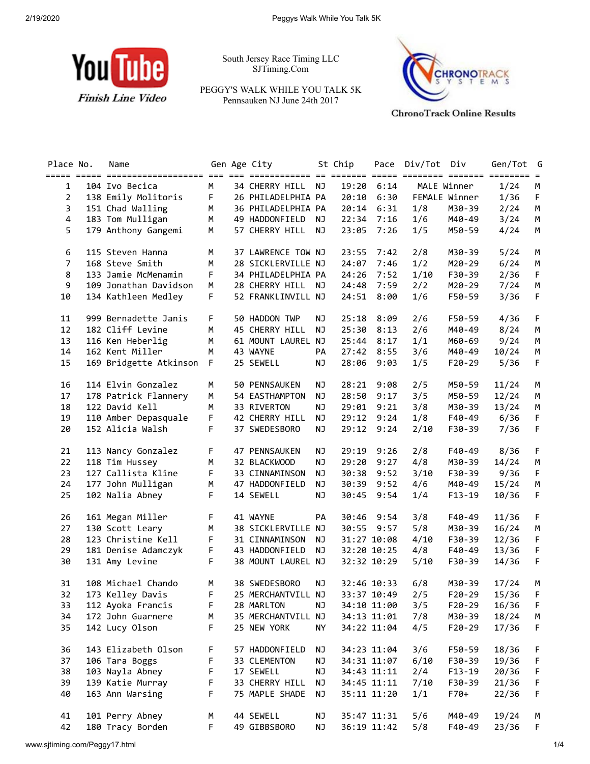YouTube Finish Line Video

South Jersey Race Timing LLC
SJTiming.Com

PEGGY'S WALK WHILE YOU TALK 5K
Pennsauken NJ June 24th 2017

ChronoTrack Online Results

| Place | No. | Name | Gen | Age | City | St | Chip | Pace | Div/Tot | Div | Gen/Tot | G |
|---|---|---|---|---|---|---|---|---|---|---|---|---|
| 1 | 104 | Ivo Becica | M | 34 | CHERRY HILL | NJ | 19:20 | 6:14 | MALE Winner | | 1/24 | M |
| 2 | 138 | Emily Molitoris | F | 26 | PHILADELPHIA | PA | 20:10 | 6:30 | FEMALE Winner | | 1/36 | F |
| 3 | 151 | Chad Walling | M | 36 | PHILADELPHIA | PA | 20:14 | 6:31 | 1/8 | M30-39 | 2/24 | M |
| 4 | 183 | Tom Mulligan | M | 49 | HADDONFIELD | NJ | 22:34 | 7:16 | 1/6 | M40-49 | 3/24 | M |
| 5 | 179 | Anthony Gangemi | M | 57 | CHERRY HILL | NJ | 23:05 | 7:26 | 1/5 | M50-59 | 4/24 | M |
| 6 | 115 | Steven Hanna | M | 37 | LAWRENCE TOW | NJ | 23:55 | 7:42 | 2/8 | M30-39 | 5/24 | M |
| 7 | 168 | Steve Smith | M | 28 | SICKLERVILLE | NJ | 24:07 | 7:46 | 1/2 | M20-29 | 6/24 | M |
| 8 | 133 | Jamie McMenamin | F | 34 | PHILADELPHIA | PA | 24:26 | 7:52 | 1/10 | F30-39 | 2/36 | F |
| 9 | 109 | Jonathan Davidson | M | 28 | CHERRY HILL | NJ | 24:48 | 7:59 | 2/2 | M20-29 | 7/24 | M |
| 10 | 134 | Kathleen Medley | F | 52 | FRANKLINVILL | NJ | 24:51 | 8:00 | 1/6 | F50-59 | 3/36 | F |
| 11 | 999 | Bernadette Janis | F | 50 | HADDON TWP | NJ | 25:18 | 8:09 | 2/6 | F50-59 | 4/36 | F |
| 12 | 182 | Cliff Levine | M | 45 | CHERRY HILL | NJ | 25:30 | 8:13 | 2/6 | M40-49 | 8/24 | M |
| 13 | 116 | Ken Heberlig | M | 61 | MOUNT LAUREL | NJ | 25:44 | 8:17 | 1/1 | M60-69 | 9/24 | M |
| 14 | 162 | Kent Miller | M | 43 | WAYNE | PA | 27:42 | 8:55 | 3/6 | M40-49 | 10/24 | M |
| 15 | 169 | Bridgette Atkinson | F | 25 | SEWELL | NJ | 28:06 | 9:03 | 1/5 | F20-29 | 5/36 | F |
| 16 | 114 | Elvin Gonzalez | M | 50 | PENNSAUKEN | NJ | 28:21 | 9:08 | 2/5 | M50-59 | 11/24 | M |
| 17 | 178 | Patrick Flannery | M | 54 | EASTHAMPTON | NJ | 28:50 | 9:17 | 3/5 | M50-59 | 12/24 | M |
| 18 | 122 | David Kell | M | 33 | RIVERTON | NJ | 29:01 | 9:21 | 3/8 | M30-39 | 13/24 | M |
| 19 | 110 | Amber Depasquale | F | 42 | CHERRY HILL | NJ | 29:12 | 9:24 | 1/8 | F40-49 | 6/36 | F |
| 20 | 152 | Alicia Walsh | F | 37 | SWEDESBORO | NJ | 29:12 | 9:24 | 2/10 | F30-39 | 7/36 | F |
| 21 | 113 | Nancy Gonzalez | F | 47 | PENNSAUKEN | NJ | 29:19 | 9:26 | 2/8 | F40-49 | 8/36 | F |
| 22 | 118 | Tim Hussey | M | 32 | BLACKWOOD | NJ | 29:20 | 9:27 | 4/8 | M30-39 | 14/24 | M |
| 23 | 127 | Callista Kline | F | 33 | CINNAMINSON | NJ | 30:38 | 9:52 | 3/10 | F30-39 | 9/36 | F |
| 24 | 177 | John Mulligan | M | 47 | HADDONFIELD | NJ | 30:39 | 9:52 | 4/6 | M40-49 | 15/24 | M |
| 25 | 102 | Nalia Abney | F | 14 | SEWELL | NJ | 30:45 | 9:54 | 1/4 | F13-19 | 10/36 | F |
| 26 | 161 | Megan Miller | F | 41 | WAYNE | PA | 30:46 | 9:54 | 3/8 | F40-49 | 11/36 | F |
| 27 | 130 | Scott Leary | M | 38 | SICKLERVILLE | NJ | 30:55 | 9:57 | 5/8 | M30-39 | 16/24 | M |
| 28 | 123 | Christine Kell | F | 31 | CINNAMINSON | NJ | 31:27 | 10:08 | 4/10 | F30-39 | 12/36 | F |
| 29 | 181 | Denise Adamczyk | F | 43 | HADDONFIELD | NJ | 32:20 | 10:25 | 4/8 | F40-49 | 13/36 | F |
| 30 | 131 | Amy Levine | F | 38 | MOUNT LAUREL | NJ | 32:32 | 10:29 | 5/10 | F30-39 | 14/36 | F |
| 31 | 108 | Michael Chando | M | 38 | SWEDESBORO | NJ | 32:46 | 10:33 | 6/8 | M30-39 | 17/24 | M |
| 32 | 173 | Kelley Davis | F | 25 | MERCHANTVILL | NJ | 33:37 | 10:49 | 2/5 | F20-29 | 15/36 | F |
| 33 | 112 | Ayoka Francis | F | 28 | MARLTON | NJ | 34:10 | 11:00 | 3/5 | F20-29 | 16/36 | F |
| 34 | 172 | John Guarnere | M | 35 | MERCHANTVILL | NJ | 34:13 | 11:01 | 7/8 | M30-39 | 18/24 | M |
| 35 | 142 | Lucy Olson | F | 25 | NEW YORK | NY | 34:22 | 11:04 | 4/5 | F20-29 | 17/36 | F |
| 36 | 143 | Elizabeth Olson | F | 57 | HADDONFIELD | NJ | 34:23 | 11:04 | 3/6 | F50-59 | 18/36 | F |
| 37 | 106 | Tara Boggs | F | 33 | CLEMENTON | NJ | 34:31 | 11:07 | 6/10 | F30-39 | 19/36 | F |
| 38 | 103 | Nayla Abney | F | 17 | SEWELL | NJ | 34:43 | 11:11 | 2/4 | F13-19 | 20/36 | F |
| 39 | 139 | Katie Murray | F | 33 | CHERRY HILL | NJ | 34:45 | 11:11 | 7/10 | F30-39 | 21/36 | F |
| 40 | 163 | Ann Warsing | F | 75 | MAPLE SHADE | NJ | 35:11 | 11:20 | 1/1 | F70+ | 22/36 | F |
| 41 | 101 | Perry Abney | M | 44 | SEWELL | NJ | 35:47 | 11:31 | 5/6 | M40-49 | 19/24 | M |
| 42 | 180 | Tracy Borden | F | 49 | GIBBSBORO | NJ | 36:19 | 11:42 | 5/8 | F40-49 | 23/36 | F |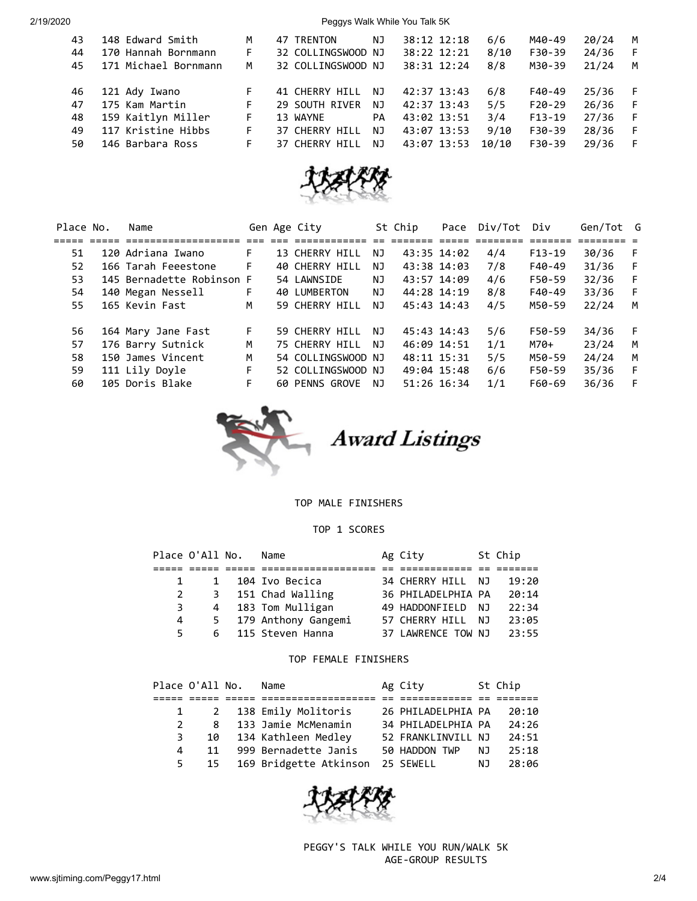| Place | No. | Name | Gen | Age | City | St | Chip | Pace | Div/Tot | Div | Gen/Tot | G |
|---|---|---|---|---|---|---|---|---|---|---|---|---|
| 43 | 148 | Edward Smith | M | 47 | TRENTON | NJ | 38:12 | 12:18 | 6/6 | M40-49 | 20/24 | M |
| 44 | 170 | Hannah Bornmann | F | 32 | COLLINGSWOOD | NJ | 38:22 | 12:21 | 8/10 | F30-39 | 24/36 | F |
| 45 | 171 | Michael Bornmann | M | 32 | COLLINGSWOOD | NJ | 38:31 | 12:24 | 8/8 | M30-39 | 21/24 | M |
| 46 | 121 | Ady Iwano | F | 41 | CHERRY HILL | NJ | 42:37 | 13:43 | 6/8 | F40-49 | 25/36 | F |
| 47 | 175 | Kam Martin | F | 29 | SOUTH RIVER | NJ | 42:37 | 13:43 | 5/5 | F20-29 | 26/36 | F |
| 48 | 159 | Kaitlyn Miller | F | 13 | WAYNE | PA | 43:02 | 13:51 | 3/4 | F13-19 | 27/36 | F |
| 49 | 117 | Kristine Hibbs | F | 37 | CHERRY HILL | NJ | 43:07 | 13:53 | 9/10 | F30-39 | 28/36 | F |
| 50 | 146 | Barbara Ross | F | 37 | CHERRY HILL | NJ | 43:07 | 13:53 | 10/10 | F30-39 | 29/36 | F |

| Place | No. | Name | Gen | Age | City | St | Chip | Pace | Div/Tot | Div | Gen/Tot | G |
|---|---|---|---|---|---|---|---|---|---|---|---|---|
| 51 | 120 | Adriana Iwano | F | 13 | CHERRY HILL | NJ | 43:35 | 14:02 | 4/4 | F13-19 | 30/36 | F |
| 52 | 166 | Tarah Feeestone | F | 40 | CHERRY HILL | NJ | 43:38 | 14:03 | 7/8 | F40-49 | 31/36 | F |
| 53 | 145 | Bernadette Robinson | F | 54 | LAWNSIDE | NJ | 43:57 | 14:09 | 4/6 | F50-59 | 32/36 | F |
| 54 | 140 | Megan Nessell | F | 40 | LUMBERTON | NJ | 44:28 | 14:19 | 8/8 | F40-49 | 33/36 | F |
| 55 | 165 | Kevin Fast | M | 59 | CHERRY HILL | NJ | 45:43 | 14:43 | 4/5 | M50-59 | 22/24 | M |
| 56 | 164 | Mary Jane Fast | F | 59 | CHERRY HILL | NJ | 45:43 | 14:43 | 5/6 | F50-59 | 34/36 | F |
| 57 | 176 | Barry Sutnick | M | 75 | CHERRY HILL | NJ | 46:09 | 14:51 | 1/1 | M70+ | 23/24 | M |
| 58 | 150 | James Vincent | M | 54 | COLLINGSWOOD | NJ | 48:11 | 15:31 | 5/5 | M50-59 | 24/24 | M |
| 59 | 111 | Lily Doyle | F | 52 | COLLINGSWOOD | NJ | 49:04 | 15:48 | 6/6 | F50-59 | 35/36 | F |
| 60 | 105 | Doris Blake | F | 60 | PENNS GROVE | NJ | 51:26 | 16:34 | 1/1 | F60-69 | 36/36 | F |

## Award Listings

TOP MALE FINISHERS

TOP 1 SCORES

| Place | O'All | No. | Name | Ag | City | St | Chip |
|---|---|---|---|---|---|---|---|
| 1 | 1 | 104 | Ivo Becica | 34 | CHERRY HILL | NJ | 19:20 |
| 2 | 3 | 151 | Chad Walling | 36 | PHILADELPHIA | PA | 20:14 |
| 3 | 4 | 183 | Tom Mulligan | 49 | HADDONFIELD | NJ | 22:34 |
| 4 | 5 | 179 | Anthony Gangemi | 57 | CHERRY HILL | NJ | 23:05 |
| 5 | 6 | 115 | Steven Hanna | 37 | LAWRENCE TOW | NJ | 23:55 |

TOP FEMALE FINISHERS

| Place | O'All | No. | Name | Ag | City | St | Chip |
|---|---|---|---|---|---|---|---|
| 1 | 2 | 138 | Emily Molitoris | 26 | PHILADELPHIA | PA | 20:10 |
| 2 | 8 | 133 | Jamie McMenamin | 34 | PHILADELPHIA | PA | 24:26 |
| 3 | 10 | 134 | Kathleen Medley | 52 | FRANKLINVILL | NJ | 24:51 |
| 4 | 11 | 999 | Bernadette Janis | 50 | HADDON TWP | NJ | 25:18 |
| 5 | 15 | 169 | Bridgette Atkinson | 25 | SEWELL | NJ | 28:06 |

PEGGY'S TALK WHILE YOU RUN/WALK 5K
AGE-GROUP RESULTS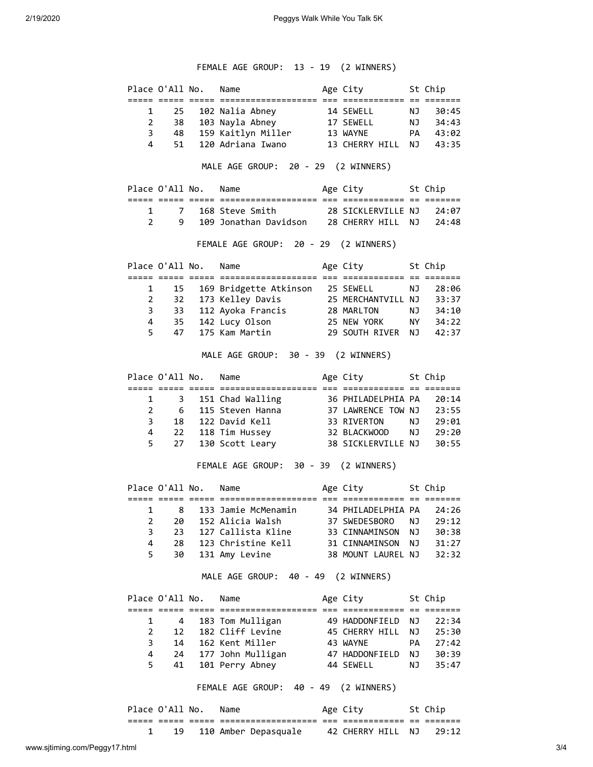FEMALE AGE GROUP: 13 - 19 (2 WINNERS)

| Place | O'All | No. | Name | Age | City | St | Chip |
|---|---|---|---|---|---|---|---|
| 1 | 25 | 102 | Nalia Abney | 14 | SEWELL | NJ | 30:45 |
| 2 | 38 | 103 | Nayla Abney | 17 | SEWELL | NJ | 34:43 |
| 3 | 48 | 159 | Kaitlyn Miller | 13 | WAYNE | PA | 43:02 |
| 4 | 51 | 120 | Adriana Iwano | 13 | CHERRY HILL | NJ | 43:35 |

MALE AGE GROUP: 20 - 29 (2 WINNERS)

| Place | O'All | No. | Name | Age | City | St | Chip |
|---|---|---|---|---|---|---|---|
| 1 | 7 | 168 | Steve Smith | 28 | SICKLERVILLE | NJ | 24:07 |
| 2 | 9 | 109 | Jonathan Davidson | 28 | CHERRY HILL | NJ | 24:48 |

FEMALE AGE GROUP: 20 - 29 (2 WINNERS)

| Place | O'All | No. | Name | Age | City | St | Chip |
|---|---|---|---|---|---|---|---|
| 1 | 15 | 169 | Bridgette Atkinson | 25 | SEWELL | NJ | 28:06 |
| 2 | 32 | 173 | Kelley Davis | 25 | MERCHANTVILL | NJ | 33:37 |
| 3 | 33 | 112 | Ayoka Francis | 28 | MARLTON | NJ | 34:10 |
| 4 | 35 | 142 | Lucy Olson | 25 | NEW YORK | NY | 34:22 |
| 5 | 47 | 175 | Kam Martin | 29 | SOUTH RIVER | NJ | 42:37 |

MALE AGE GROUP: 30 - 39 (2 WINNERS)

| Place | O'All | No. | Name | Age | City | St | Chip |
|---|---|---|---|---|---|---|---|
| 1 | 3 | 151 | Chad Walling | 36 | PHILADELPHIA | PA | 20:14 |
| 2 | 6 | 115 | Steven Hanna | 37 | LAWRENCE TOW | NJ | 23:55 |
| 3 | 18 | 122 | David Kell | 33 | RIVERTON | NJ | 29:01 |
| 4 | 22 | 118 | Tim Hussey | 32 | BLACKWOOD | NJ | 29:20 |
| 5 | 27 | 130 | Scott Leary | 38 | SICKLERVILLE | NJ | 30:55 |

FEMALE AGE GROUP: 30 - 39 (2 WINNERS)

| Place | O'All | No. | Name | Age | City | St | Chip |
|---|---|---|---|---|---|---|---|
| 1 | 8 | 133 | Jamie McMenamin | 34 | PHILADELPHIA | PA | 24:26 |
| 2 | 20 | 152 | Alicia Walsh | 37 | SWEDESBORO | NJ | 29:12 |
| 3 | 23 | 127 | Callista Kline | 33 | CINNAMINSON | NJ | 30:38 |
| 4 | 28 | 123 | Christine Kell | 31 | CINNAMINSON | NJ | 31:27 |
| 5 | 30 | 131 | Amy Levine | 38 | MOUNT LAUREL | NJ | 32:32 |

MALE AGE GROUP: 40 - 49 (2 WINNERS)

| Place | O'All | No. | Name | Age | City | St | Chip |
|---|---|---|---|---|---|---|---|
| 1 | 4 | 183 | Tom Mulligan | 49 | HADDONFIELD | NJ | 22:34 |
| 2 | 12 | 182 | Cliff Levine | 45 | CHERRY HILL | NJ | 25:30 |
| 3 | 14 | 162 | Kent Miller | 43 | WAYNE | PA | 27:42 |
| 4 | 24 | 177 | John Mulligan | 47 | HADDONFIELD | NJ | 30:39 |
| 5 | 41 | 101 | Perry Abney | 44 | SEWELL | NJ | 35:47 |

FEMALE AGE GROUP: 40 - 49 (2 WINNERS)

| Place | O'All | No. | Name | Age | City | St | Chip |
|---|---|---|---|---|---|---|---|
| 1 | 19 | 110 | Amber Depasquale | 42 | CHERRY HILL | NJ | 29:12 |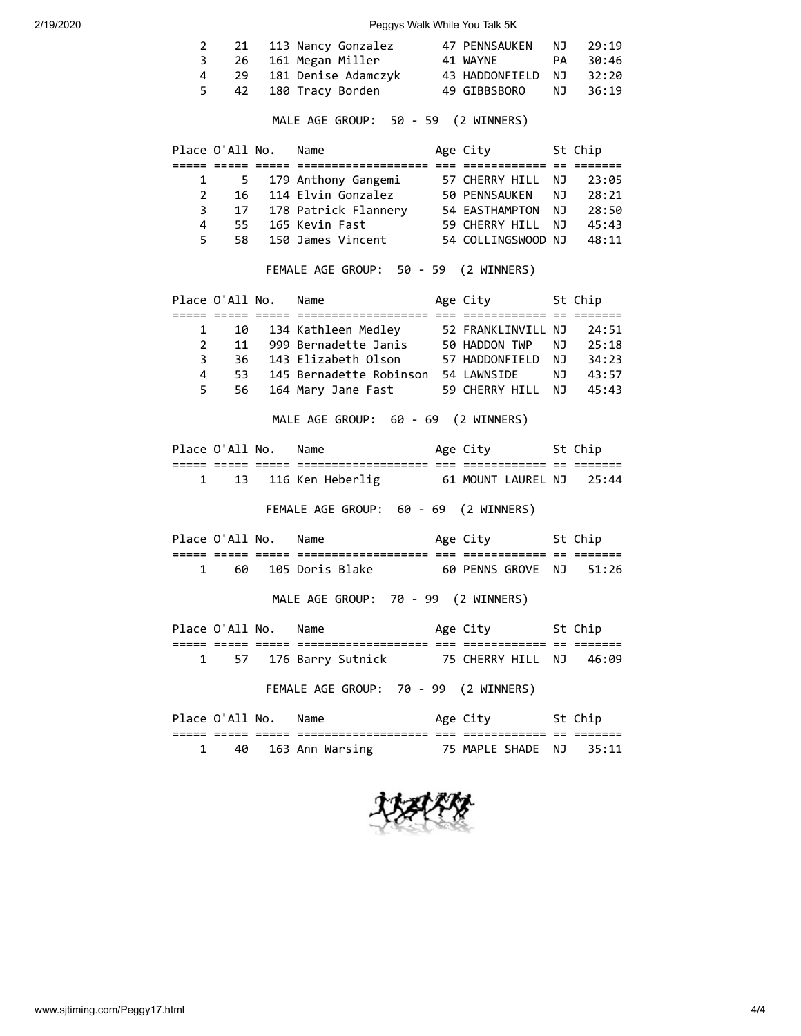| Place | O'All | No. | Name | Age | City | St | Chip |
|---|---|---|---|---|---|---|---|
| 2 | 21 | 113 | Nancy Gonzalez | 47 | PENNSAUKEN | NJ | 29:19 |
| 3 | 26 | 161 | Megan Miller | 41 | WAYNE | PA | 30:46 |
| 4 | 29 | 181 | Denise Adamczyk | 43 | HADDONFIELD | NJ | 32:20 |
| 5 | 42 | 180 | Tracy Borden | 49 | GIBBSBORO | NJ | 36:19 |

MALE AGE GROUP: 50 - 59 (2 WINNERS)

| Place | O'All | No. | Name | Age | City | St | Chip |
|---|---|---|---|---|---|---|---|
| 1 | 5 | 179 | Anthony Gangemi | 57 | CHERRY HILL | NJ | 23:05 |
| 2 | 16 | 114 | Elvin Gonzalez | 50 | PENNSAUKEN | NJ | 28:21 |
| 3 | 17 | 178 | Patrick Flannery | 54 | EASTHAMPTON | NJ | 28:50 |
| 4 | 55 | 165 | Kevin Fast | 59 | CHERRY HILL | NJ | 45:43 |
| 5 | 58 | 150 | James Vincent | 54 | COLLINGSWOOD | NJ | 48:11 |

FEMALE AGE GROUP: 50 - 59 (2 WINNERS)

| Place | O'All | No. | Name | Age | City | St | Chip |
|---|---|---|---|---|---|---|---|
| 1 | 10 | 134 | Kathleen Medley | 52 | FRANKLINVILL | NJ | 24:51 |
| 2 | 11 | 999 | Bernadette Janis | 50 | HADDON TWP | NJ | 25:18 |
| 3 | 36 | 143 | Elizabeth Olson | 57 | HADDONFIELD | NJ | 34:23 |
| 4 | 53 | 145 | Bernadette Robinson | 54 | LAWNSIDE | NJ | 43:57 |
| 5 | 56 | 164 | Mary Jane Fast | 59 | CHERRY HILL | NJ | 45:43 |

MALE AGE GROUP: 60 - 69 (2 WINNERS)

| Place | O'All | No. | Name | Age | City | St | Chip |
|---|---|---|---|---|---|---|---|
| 1 | 13 | 116 | Ken Heberlig | 61 | MOUNT LAUREL | NJ | 25:44 |

FEMALE AGE GROUP: 60 - 69 (2 WINNERS)

| Place | O'All | No. | Name | Age | City | St | Chip |
|---|---|---|---|---|---|---|---|
| 1 | 60 | 105 | Doris Blake | 60 | PENNS GROVE | NJ | 51:26 |

MALE AGE GROUP: 70 - 99 (2 WINNERS)

| Place | O'All | No. | Name | Age | City | St | Chip |
|---|---|---|---|---|---|---|---|
| 1 | 57 | 176 | Barry Sutnick | 75 | CHERRY HILL | NJ | 46:09 |

FEMALE AGE GROUP: 70 - 99 (2 WINNERS)

| Place | O'All | No. | Name | Age | City | St | Chip |
|---|---|---|---|---|---|---|---|
| 1 | 40 | 163 | Ann Warsing | 75 | MAPLE SHADE | NJ | 35:11 |